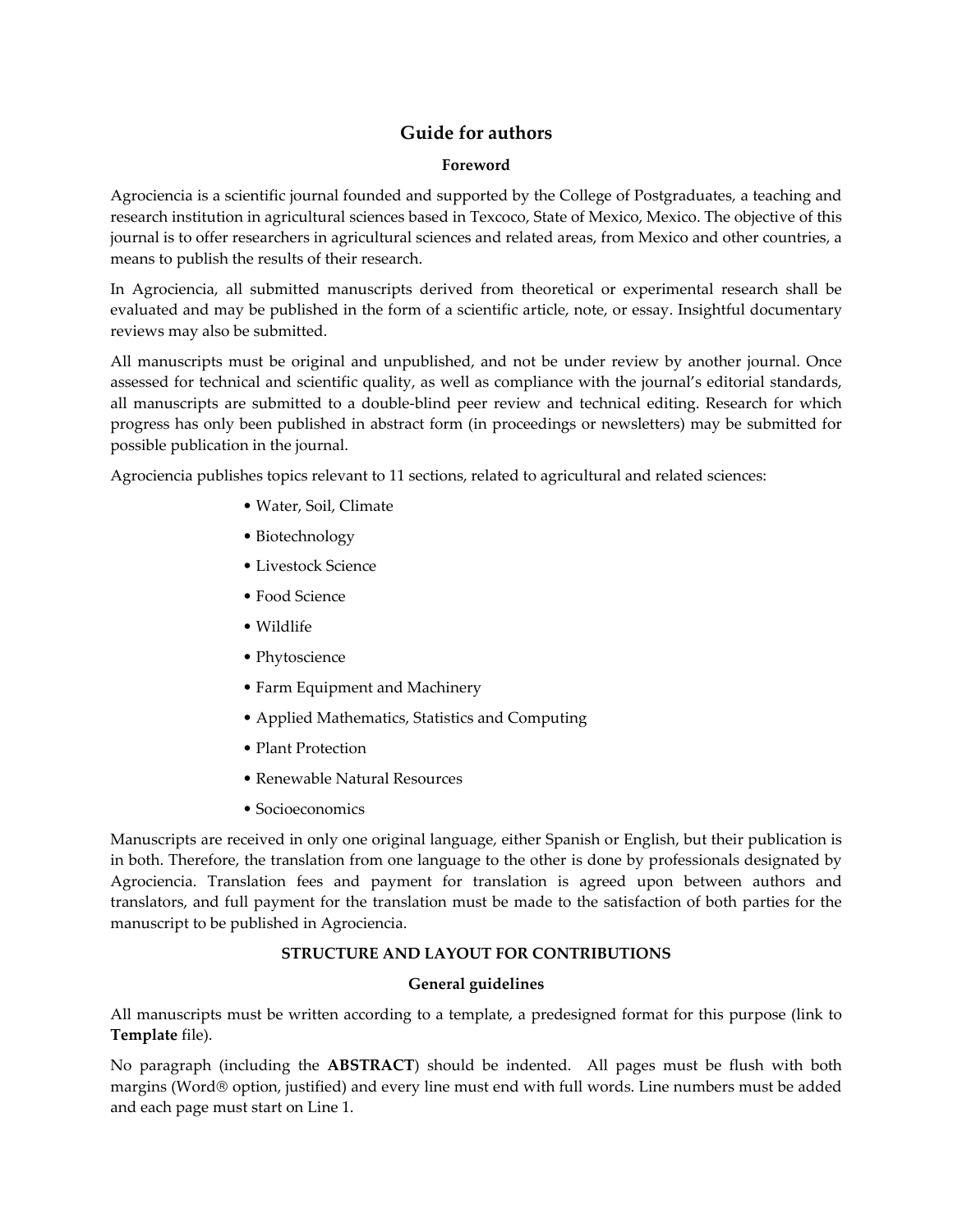# Guide for authors

## Foreword

Agrociencia is a scientific journal founded and supported by the College of Postgraduates, a teaching and research institution in agricultural sciences based in Texcoco, State of Mexico, Mexico. The objective of this journal is to offer researchers in agricultural sciences and related areas, from Mexico and other countries, a means to publish the results of their research.

In Agrociencia, all submitted manuscripts derived from theoretical or experimental research shall be evaluated and may be published in the form of a scientific article, note, or essay. Insightful documentary reviews may also be submitted.

All manuscripts must be original and unpublished, and not be under review by another journal. Once assessed for technical and scientific quality, as well as compliance with the journal's editorial standards, all manuscripts are submitted to a double-blind peer review and technical editing. Research for which progress has only been published in abstract form (in proceedings or newsletters) may be submitted for possible publication in the journal.

Agrociencia publishes topics relevant to 11 sections, related to agricultural and related sciences:

- Water, Soil, Climate
- Biotechnology
- Livestock Science
- Food Science
- Wildlife
- Phytoscience
- Farm Equipment and Machinery
- Applied Mathematics, Statistics and Computing
- Plant Protection
- Renewable Natural Resources
- Socioeconomics

Manuscripts are received in only one original language, either Spanish or English, but their publication is in both. Therefore, the translation from one language to the other is done by professionals designated by Agrociencia. Translation fees and payment for translation is agreed upon between authors and translators, and full payment for the translation must be made to the satisfaction of both parties for the manuscript to be published in Agrociencia.

## STRUCTURE AND LAYOUT FOR CONTRIBUTIONS

### General guidelines

All manuscripts must be written according to a template, a predesigned format for this purpose (link to **Template** file).

No paragraph (including the **ABSTRACT**) should be indented. All pages must be flush with both margins (Word® option, justified) and every line must end with full words. Line numbers must be added and each page must start on Line 1.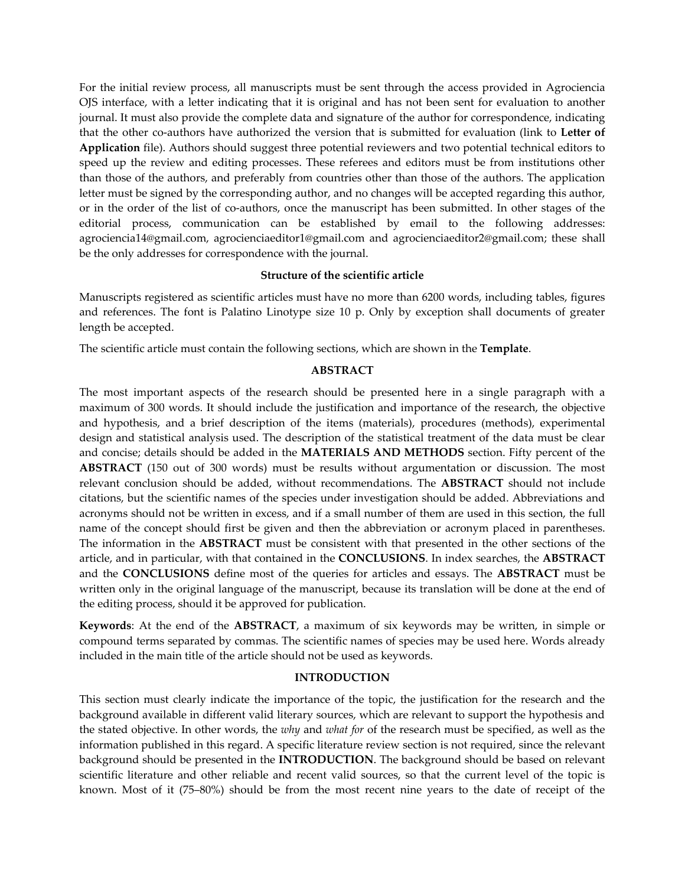For the initial review process, all manuscripts must be sent through the access provided in Agrociencia OJS interface, with a letter indicating that it is original and has not been sent for evaluation to another journal. It must also provide the complete data and signature of the author for correspondence, indicating that the other co-authors have authorized the version that is submitted for evaluation (link to **Letter of Application** file). Authors should suggest three potential reviewers and two potential technical editors to speed up the review and editing processes. These referees and editors must be from institutions other than those of the authors, and preferably from countries other than those of the authors. The application letter must be signed by the corresponding author, and no changes will be accepted regarding this author, or in the order of the list of co-authors, once the manuscript has been submitted. In other stages of the editorial process, communication can be established by email to the following addresses: agrociencia14@gmail.com, agrocienciaeditor1@gmail.com and agrocienciaeditor2@gmail.com; these shall be the only addresses for correspondence with the journal.

## Structure of the scientific article

Manuscripts registered as scientific articles must have no more than 6200 words, including tables, figures and references. The font is Palatino Linotype size 10 p. Only by exception shall documents of greater length be accepted.

The scientific article must contain the following sections, which are shown in the **Template**.

### ABSTRACT

The most important aspects of the research should be presented here in a single paragraph with a maximum of 300 words. It should include the justification and importance of the research, the objective and hypothesis, and a brief description of the items (materials), procedures (methods), experimental design and statistical analysis used. The description of the statistical treatment of the data must be clear and concise; details should be added in the **MATERIALS AND METHODS** section. Fifty percent of the **ABSTRACT** (150 out of 300 words) must be results without argumentation or discussion. The most relevant conclusion should be added, without recommendations. The **ABSTRACT** should not include citations, but the scientific names of the species under investigation should be added. Abbreviations and acronyms should not be written in excess, and if a small number of them are used in this section, the full name of the concept should first be given and then the abbreviation or acronym placed in parentheses. The information in the **ABSTRACT** must be consistent with that presented in the other sections of the article, and in particular, with that contained in the **CONCLUSIONS**. In index searches, the **ABSTRACT** and the **CONCLUSIONS** define most of the queries for articles and essays. The **ABSTRACT** must be written only in the original language of the manuscript, because its translation will be done at the end of the editing process, should it be approved for publication.

**Keywords**: At the end of the **ABSTRACT**, a maximum of six keywords may be written, in simple or compound terms separated by commas. The scientific names of species may be used here. Words already included in the main title of the article should not be used as keywords.

### INTRODUCTION

This section must clearly indicate the importance of the topic, the justification for the research and the background available in different valid literary sources, which are relevant to support the hypothesis and the stated objective. In other words, the *why* and *what for* of the research must be specified, as well as the information published in this regard. A specific literature review section is not required, since the relevant background should be presented in the **INTRODUCTION**. The background should be based on relevant scientific literature and other reliable and recent valid sources, so that the current level of the topic is known. Most of it (75–80%) should be from the most recent nine years to the date of receipt of the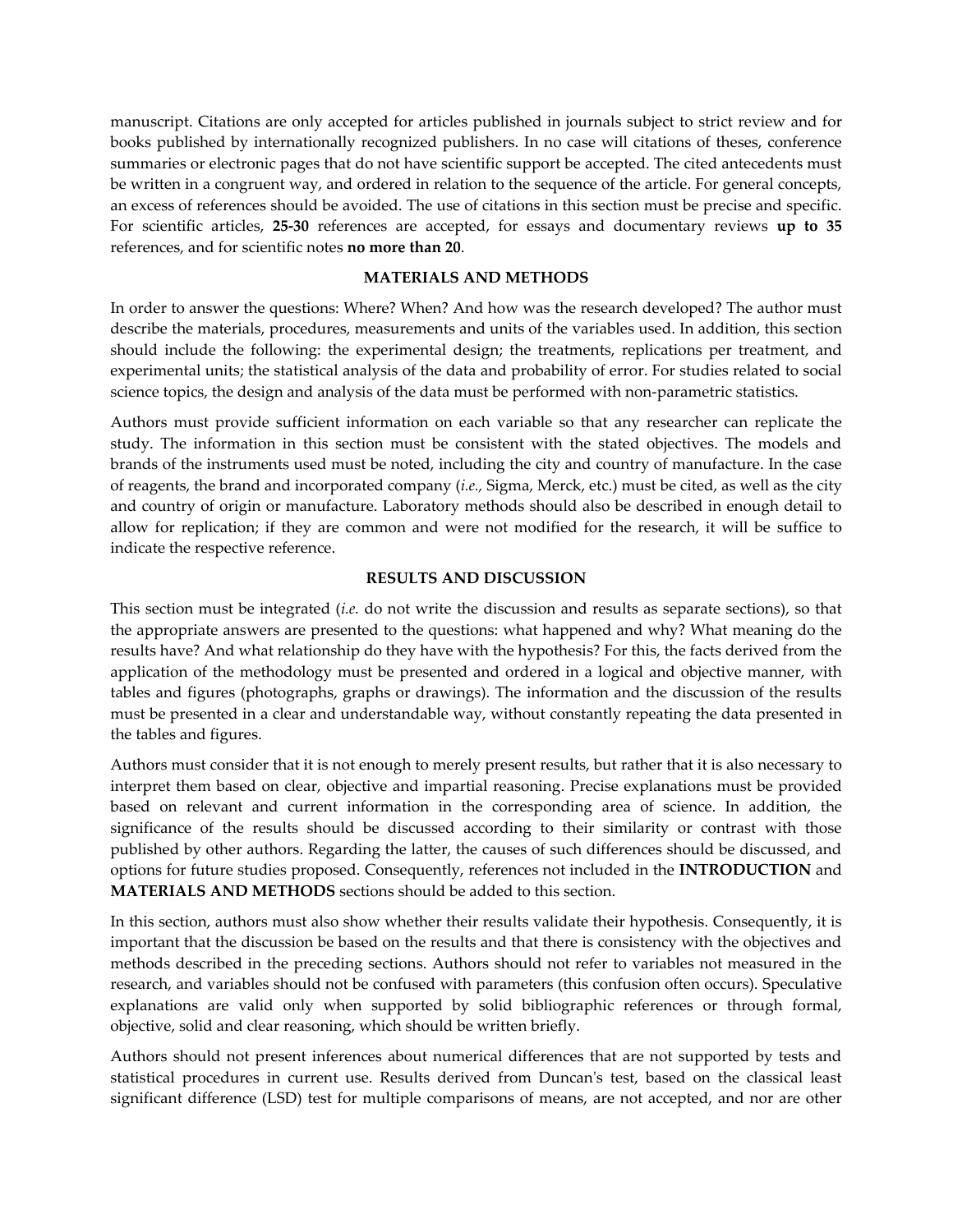manuscript. Citations are only accepted for articles published in journals subject to strict review and for books published by internationally recognized publishers. In no case will citations of theses, conference summaries or electronic pages that do not have scientific support be accepted. The cited antecedents must be written in a congruent way, and ordered in relation to the sequence of the article. For general concepts, an excess of references should be avoided. The use of citations in this section must be precise and specific. For scientific articles, **25-30** references are accepted, for essays and documentary reviews **up to 35** references, and for scientific notes **no more than 20**.

## MATERIALS AND METHODS

In order to answer the questions: Where? When? And how was the research developed? The author must describe the materials, procedures, measurements and units of the variables used. In addition, this section should include the following: the experimental design; the treatments, replications per treatment, and experimental units; the statistical analysis of the data and probability of error. For studies related to social science topics, the design and analysis of the data must be performed with non-parametric statistics.

Authors must provide sufficient information on each variable so that any researcher can replicate the study. The information in this section must be consistent with the stated objectives. The models and brands of the instruments used must be noted, including the city and country of manufacture. In the case of reagents, the brand and incorporated company (*i.e.,* Sigma, Merck, etc.) must be cited, as well as the city and country of origin or manufacture. Laboratory methods should also be described in enough detail to allow for replication; if they are common and were not modified for the research, it will be suffice to indicate the respective reference.

## RESULTS AND DISCUSSION

This section must be integrated (*i.e.* do not write the discussion and results as separate sections), so that the appropriate answers are presented to the questions: what happened and why? What meaning do the results have? And what relationship do they have with the hypothesis? For this, the facts derived from the application of the methodology must be presented and ordered in a logical and objective manner, with tables and figures (photographs, graphs or drawings). The information and the discussion of the results must be presented in a clear and understandable way, without constantly repeating the data presented in the tables and figures.

Authors must consider that it is not enough to merely present results, but rather that it is also necessary to interpret them based on clear, objective and impartial reasoning. Precise explanations must be provided based on relevant and current information in the corresponding area of science. In addition, the significance of the results should be discussed according to their similarity or contrast with those published by other authors. Regarding the latter, the causes of such differences should be discussed, and options for future studies proposed. Consequently, references not included in the **INTRODUCTION** and **MATERIALS AND METHODS** sections should be added to this section.

In this section, authors must also show whether their results validate their hypothesis. Consequently, it is important that the discussion be based on the results and that there is consistency with the objectives and methods described in the preceding sections. Authors should not refer to variables not measured in the research, and variables should not be confused with parameters (this confusion often occurs). Speculative explanations are valid only when supported by solid bibliographic references or through formal, objective, solid and clear reasoning, which should be written briefly.

Authors should not present inferences about numerical differences that are not supported by tests and statistical procedures in current use. Results derived from Duncan's test, based on the classical least significant difference (LSD) test for multiple comparisons of means, are not accepted, and nor are other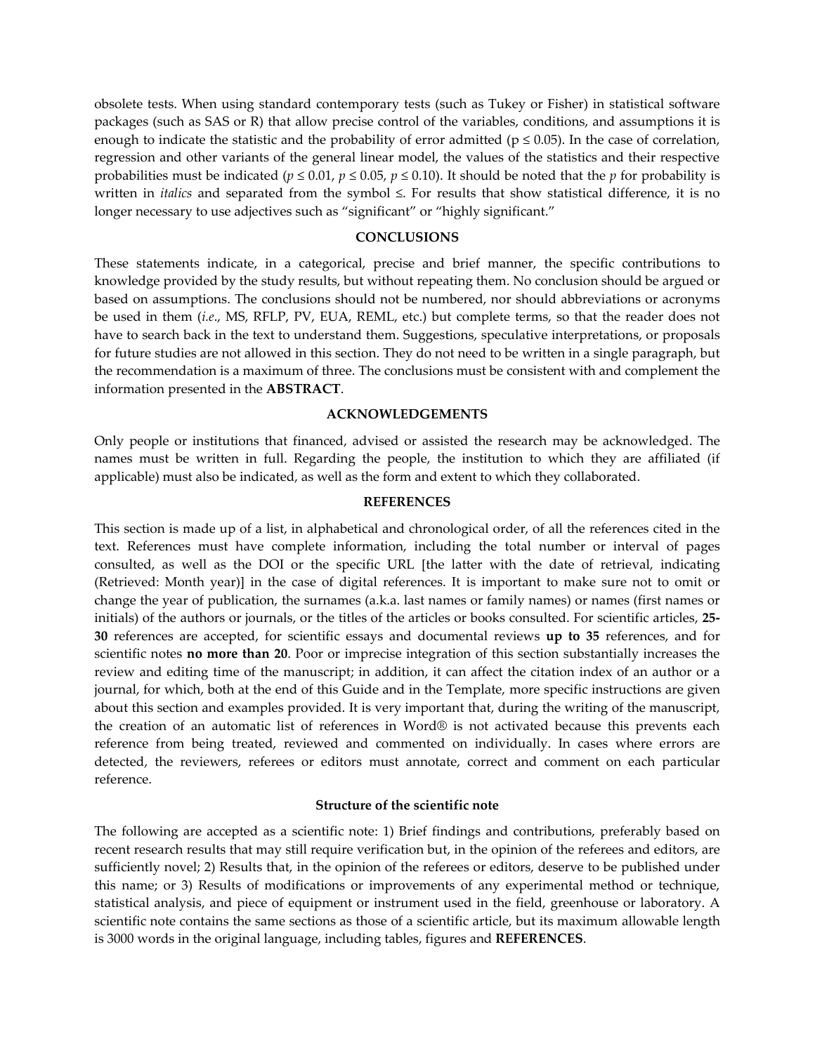obsolete tests. When using standard contemporary tests (such as Tukey or Fisher) in statistical software packages (such as SAS or R) that allow precise control of the variables, conditions, and assumptions it is enough to indicate the statistic and the probability of error admitted ($p \leq 0.05$). In the case of correlation, regression and other variants of the general linear model, the values of the statistics and their respective probabilities must be indicated ($p \leq 0.01$, $p \leq 0.05$, $p \leq 0.10$). It should be noted that the *p* for probability is written in *italics* and separated from the symbol ≤. For results that show statistical difference, it is no longer necessary to use adjectives such as "significant" or "highly significant."

## CONCLUSIONS

These statements indicate, in a categorical, precise and brief manner, the specific contributions to knowledge provided by the study results, but without repeating them. No conclusion should be argued or based on assumptions. The conclusions should not be numbered, nor should abbreviations or acronyms be used in them (*i.e*., MS, RFLP, PV, EUA, REML, etc.) but complete terms, so that the reader does not have to search back in the text to understand them. Suggestions, speculative interpretations, or proposals for future studies are not allowed in this section. They do not need to be written in a single paragraph, but the recommendation is a maximum of three. The conclusions must be consistent with and complement the information presented in the **ABSTRACT**.

## ACKNOWLEDGEMENTS

Only people or institutions that financed, advised or assisted the research may be acknowledged. The names must be written in full. Regarding the people, the institution to which they are affiliated (if applicable) must also be indicated, as well as the form and extent to which they collaborated.

## REFERENCES

This section is made up of a list, in alphabetical and chronological order, of all the references cited in the text. References must have complete information, including the total number or interval of pages consulted, as well as the DOI or the specific URL [the latter with the date of retrieval, indicating (Retrieved: Month year)] in the case of digital references. It is important to make sure not to omit or change the year of publication, the surnames (a.k.a. last names or family names) or names (first names or initials) of the authors or journals, or the titles of the articles or books consulted. For scientific articles, **25-30** references are accepted, for scientific essays and documental reviews **up to 35** references, and for scientific notes **no more than 20**. Poor or imprecise integration of this section substantially increases the review and editing time of the manuscript; in addition, it can affect the citation index of an author or a journal, for which, both at the end of this Guide and in the Template, more specific instructions are given about this section and examples provided. It is very important that, during the writing of the manuscript, the creation of an automatic list of references in Word® is not activated because this prevents each reference from being treated, reviewed and commented on individually. In cases where errors are detected, the reviewers, referees or editors must annotate, correct and comment on each particular reference.

### Structure of the scientific note

The following are accepted as a scientific note: 1) Brief findings and contributions, preferably based on recent research results that may still require verification but, in the opinion of the referees and editors, are sufficiently novel; 2) Results that, in the opinion of the referees or editors, deserve to be published under this name; or 3) Results of modifications or improvements of any experimental method or technique, statistical analysis, and piece of equipment or instrument used in the field, greenhouse or laboratory. A scientific note contains the same sections as those of a scientific article, but its maximum allowable length is 3000 words in the original language, including tables, figures and **REFERENCES**.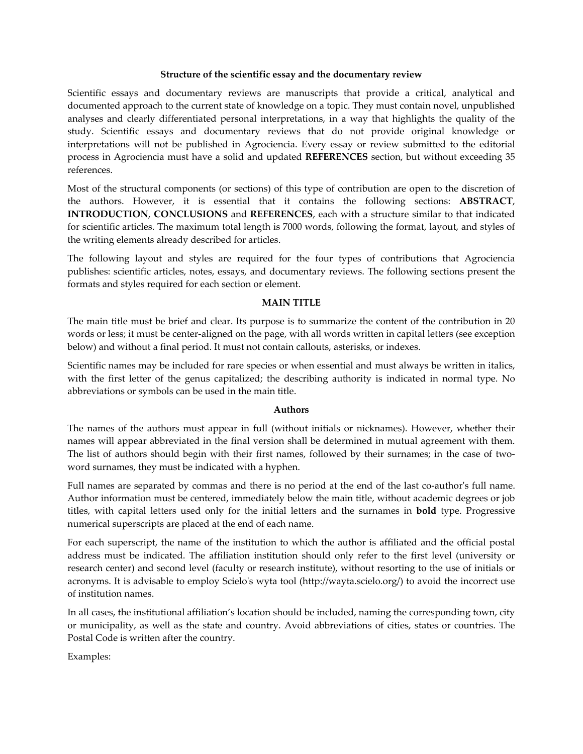**Structure of the scientific essay and the documentary review**

Scientific essays and documentary reviews are manuscripts that provide a critical, analytical and documented approach to the current state of knowledge on a topic. They must contain novel, unpublished analyses and clearly differentiated personal interpretations, in a way that highlights the quality of the study. Scientific essays and documentary reviews that do not provide original knowledge or interpretations will not be published in Agrociencia. Every essay or review submitted to the editorial process in Agrociencia must have a solid and updated **REFERENCES** section, but without exceeding 35 references.

Most of the structural components (or sections) of this type of contribution are open to the discretion of the authors. However, it is essential that it contains the following sections: **ABSTRACT**, **INTRODUCTION**, **CONCLUSIONS** and **REFERENCES**, each with a structure similar to that indicated for scientific articles. The maximum total length is 7000 words, following the format, layout, and styles of the writing elements already described for articles.

The following layout and styles are required for the four types of contributions that Agrociencia publishes: scientific articles, notes, essays, and documentary reviews. The following sections present the formats and styles required for each section or element.

## MAIN TITLE

The main title must be brief and clear. Its purpose is to summarize the content of the contribution in 20 words or less; it must be center-aligned on the page, with all words written in capital letters (see exception below) and without a final period. It must not contain callouts, asterisks, or indexes.

Scientific names may be included for rare species or when essential and must always be written in italics, with the first letter of the genus capitalized; the describing authority is indicated in normal type. No abbreviations or symbols can be used in the main title.

### Authors

The names of the authors must appear in full (without initials or nicknames). However, whether their names will appear abbreviated in the final version shall be determined in mutual agreement with them. The list of authors should begin with their first names, followed by their surnames; in the case of two-word surnames, they must be indicated with a hyphen.

Full names are separated by commas and there is no period at the end of the last co-author's full name. Author information must be centered, immediately below the main title, without academic degrees or job titles, with capital letters used only for the initial letters and the surnames in **bold** type. Progressive numerical superscripts are placed at the end of each name.

For each superscript, the name of the institution to which the author is affiliated and the official postal address must be indicated. The affiliation institution should only refer to the first level (university or research center) and second level (faculty or research institute), without resorting to the use of initials or acronyms. It is advisable to employ Scielo's wyta tool (http://wayta.scielo.org/) to avoid the incorrect use of institution names.

In all cases, the institutional affiliation's location should be included, naming the corresponding town, city or municipality, as well as the state and country. Avoid abbreviations of cities, states or countries. The Postal Code is written after the country.

Examples: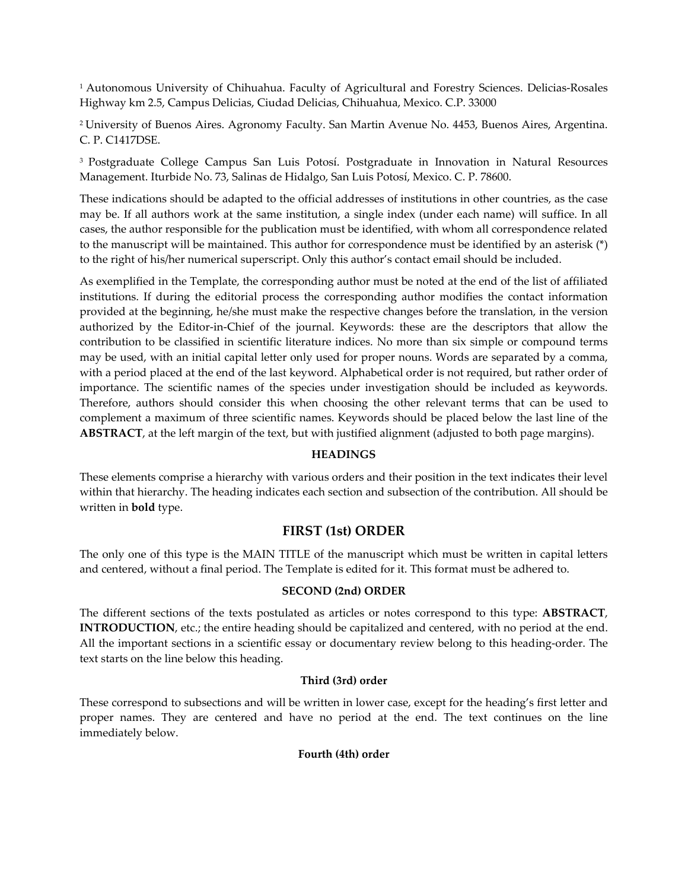[1] Autonomous University of Chihuahua. Faculty of Agricultural and Forestry Sciences. Delicias-Rosales Highway km 2.5, Campus Delicias, Ciudad Delicias, Chihuahua, Mexico. C.P. 33000

[2] University of Buenos Aires. Agronomy Faculty. San Martin Avenue No. 4453, Buenos Aires, Argentina. C. P. C1417DSE.

[3] Postgraduate College Campus San Luis Potosí. Postgraduate in Innovation in Natural Resources Management. Iturbide No. 73, Salinas de Hidalgo, San Luis Potosí, Mexico. C. P. 78600.

These indications should be adapted to the official addresses of institutions in other countries, as the case may be. If all authors work at the same institution, a single index (under each name) will suffice. In all cases, the author responsible for the publication must be identified, with whom all correspondence related to the manuscript will be maintained. This author for correspondence must be identified by an asterisk (*) to the right of his/her numerical superscript. Only this author's contact email should be included.

As exemplified in the Template, the corresponding author must be noted at the end of the list of affiliated institutions. If during the editorial process the corresponding author modifies the contact information provided at the beginning, he/she must make the respective changes before the translation, in the version authorized by the Editor-in-Chief of the journal. Keywords: these are the descriptors that allow the contribution to be classified in scientific literature indices. No more than six simple or compound terms may be used, with an initial capital letter only used for proper nouns. Words are separated by a comma, with a period placed at the end of the last keyword. Alphabetical order is not required, but rather order of importance. The scientific names of the species under investigation should be included as keywords. Therefore, authors should consider this when choosing the other relevant terms that can be used to complement a maximum of three scientific names. Keywords should be placed below the last line of the **ABSTRACT**, at the left margin of the text, but with justified alignment (adjusted to both page margins).

### HEADINGS

These elements comprise a hierarchy with various orders and their position in the text indicates their level within that hierarchy. The heading indicates each section and subsection of the contribution. All should be written in **bold** type.

## FIRST (1st) ORDER

The only one of this type is the MAIN TITLE of the manuscript which must be written in capital letters and centered, without a final period. The Template is edited for it. This format must be adhered to.

### SECOND (2nd) ORDER

The different sections of the texts postulated as articles or notes correspond to this type: **ABSTRACT**, **INTRODUCTION**, etc.; the entire heading should be capitalized and centered, with no period at the end. All the important sections in a scientific essay or documentary review belong to this heading-order. The text starts on the line below this heading.

#### Third (3rd) order

These correspond to subsections and will be written in lower case, except for the heading's first letter and proper names. They are centered and have no period at the end. The text continues on the line immediately below.

#### Fourth (4th) order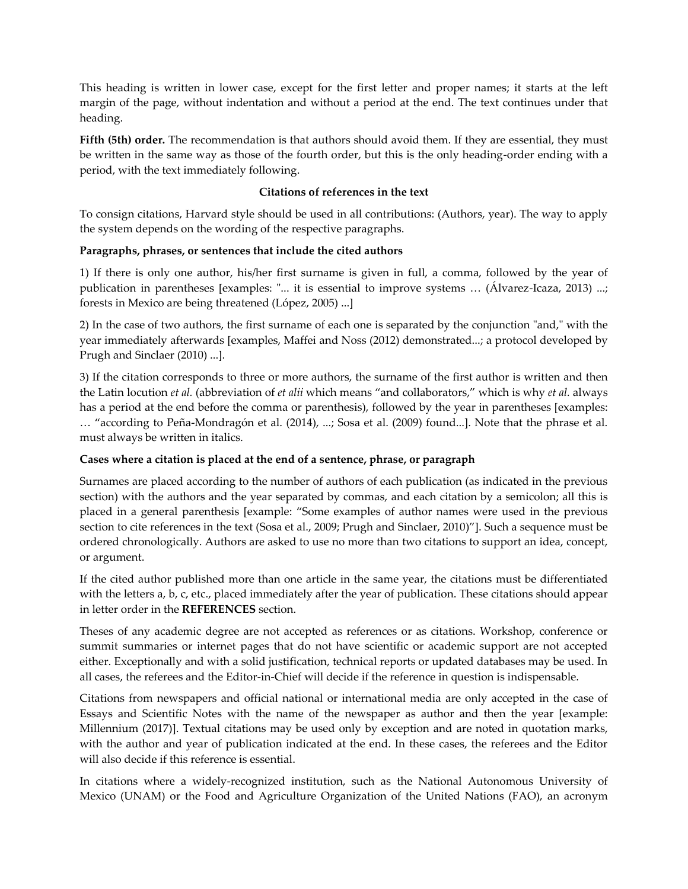This heading is written in lower case, except for the first letter and proper names; it starts at the left margin of the page, without indentation and without a period at the end. The text continues under that heading.

**Fifth (5th) order.** The recommendation is that authors should avoid them. If they are essential, they must be written in the same way as those of the fourth order, but this is the only heading-order ending with a period, with the text immediately following.

## Citations of references in the text

To consign citations, Harvard style should be used in all contributions: (Authors, year). The way to apply the system depends on the wording of the respective paragraphs.

**Paragraphs, phrases, or sentences that include the cited authors**

1) If there is only one author, his/her first surname is given in full, a comma, followed by the year of publication in parentheses [examples: "... it is essential to improve systems … (Álvarez-Icaza, 2013) ...; forests in Mexico are being threatened (López, 2005) ...]

2) In the case of two authors, the first surname of each one is separated by the conjunction "and," with the year immediately afterwards [examples, Maffei and Noss (2012) demonstrated...; a protocol developed by Prugh and Sinclaer (2010) ...].

3) If the citation corresponds to three or more authors, the surname of the first author is written and then the Latin locution *et al.* (abbreviation of *et alii* which means "and collaborators," which is why *et al.* always has a period at the end before the comma or parenthesis), followed by the year in parentheses [examples: … "according to Peña-Mondragón et al. (2014), ...; Sosa et al. (2009) found...]. Note that the phrase et al. must always be written in italics.

**Cases where a citation is placed at the end of a sentence, phrase, or paragraph**

Surnames are placed according to the number of authors of each publication (as indicated in the previous section) with the authors and the year separated by commas, and each citation by a semicolon; all this is placed in a general parenthesis [example: "Some examples of author names were used in the previous section to cite references in the text (Sosa et al., 2009; Prugh and Sinclaer, 2010)"]. Such a sequence must be ordered chronologically. Authors are asked to use no more than two citations to support an idea, concept, or argument.

If the cited author published more than one article in the same year, the citations must be differentiated with the letters a, b, c, etc., placed immediately after the year of publication. These citations should appear in letter order in the **REFERENCES** section.

Theses of any academic degree are not accepted as references or as citations. Workshop, conference or summit summaries or internet pages that do not have scientific or academic support are not accepted either. Exceptionally and with a solid justification, technical reports or updated databases may be used. In all cases, the referees and the Editor-in-Chief will decide if the reference in question is indispensable.

Citations from newspapers and official national or international media are only accepted in the case of Essays and Scientific Notes with the name of the newspaper as author and then the year [example: Millennium (2017)]. Textual citations may be used only by exception and are noted in quotation marks, with the author and year of publication indicated at the end. In these cases, the referees and the Editor will also decide if this reference is essential.

In citations where a widely-recognized institution, such as the National Autonomous University of Mexico (UNAM) or the Food and Agriculture Organization of the United Nations (FAO), an acronym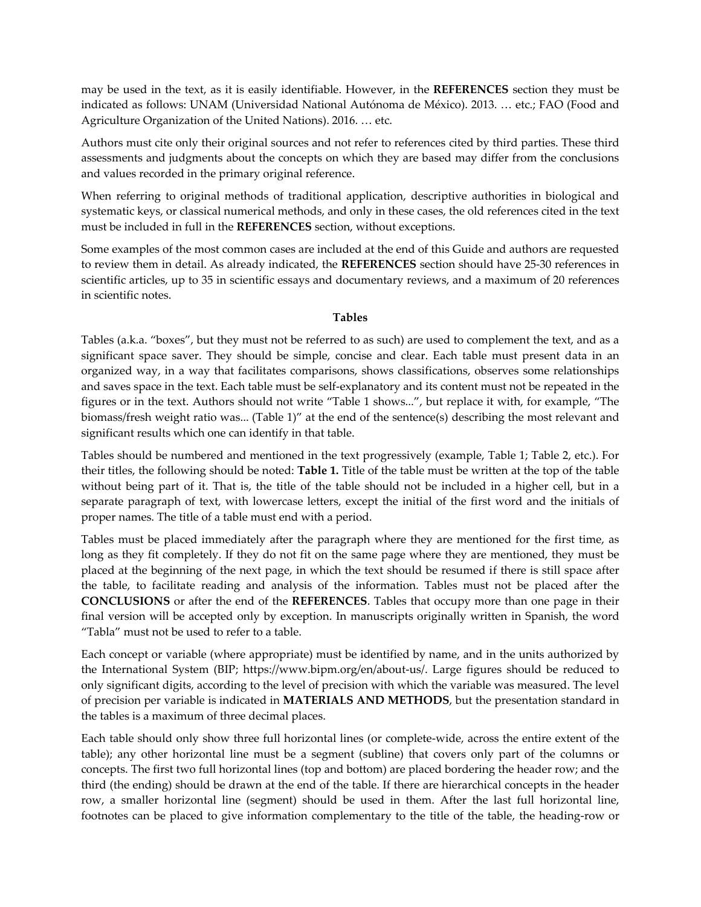may be used in the text, as it is easily identifiable. However, in the **REFERENCES** section they must be indicated as follows: UNAM (Universidad National Autónoma de México). 2013. … etc.; FAO (Food and Agriculture Organization of the United Nations). 2016. … etc.

Authors must cite only their original sources and not refer to references cited by third parties. These third assessments and judgments about the concepts on which they are based may differ from the conclusions and values recorded in the primary original reference.

When referring to original methods of traditional application, descriptive authorities in biological and systematic keys, or classical numerical methods, and only in these cases, the old references cited in the text must be included in full in the **REFERENCES** section, without exceptions.

Some examples of the most common cases are included at the end of this Guide and authors are requested to review them in detail. As already indicated, the **REFERENCES** section should have 25-30 references in scientific articles, up to 35 in scientific essays and documentary reviews, and a maximum of 20 references in scientific notes.

### Tables

Tables (a.k.a. "boxes", but they must not be referred to as such) are used to complement the text, and as a significant space saver. They should be simple, concise and clear. Each table must present data in an organized way, in a way that facilitates comparisons, shows classifications, observes some relationships and saves space in the text. Each table must be self-explanatory and its content must not be repeated in the figures or in the text. Authors should not write "Table 1 shows...", but replace it with, for example, "The biomass/fresh weight ratio was... (Table 1)" at the end of the sentence(s) describing the most relevant and significant results which one can identify in that table.

Tables should be numbered and mentioned in the text progressively (example, Table 1; Table 2, etc.). For their titles, the following should be noted: **Table 1.** Title of the table must be written at the top of the table without being part of it. That is, the title of the table should not be included in a higher cell, but in a separate paragraph of text, with lowercase letters, except the initial of the first word and the initials of proper names. The title of a table must end with a period.

Tables must be placed immediately after the paragraph where they are mentioned for the first time, as long as they fit completely. If they do not fit on the same page where they are mentioned, they must be placed at the beginning of the next page, in which the text should be resumed if there is still space after the table, to facilitate reading and analysis of the information. Tables must not be placed after the **CONCLUSIONS** or after the end of the **REFERENCES**. Tables that occupy more than one page in their final version will be accepted only by exception. In manuscripts originally written in Spanish, the word "Tabla" must not be used to refer to a table.

Each concept or variable (where appropriate) must be identified by name, and in the units authorized by the International System (BIP; https://www.bipm.org/en/about-us/. Large figures should be reduced to only significant digits, according to the level of precision with which the variable was measured. The level of precision per variable is indicated in **MATERIALS AND METHODS**, but the presentation standard in the tables is a maximum of three decimal places.

Each table should only show three full horizontal lines (or complete-wide, across the entire extent of the table); any other horizontal line must be a segment (subline) that covers only part of the columns or concepts. The first two full horizontal lines (top and bottom) are placed bordering the header row; and the third (the ending) should be drawn at the end of the table. If there are hierarchical concepts in the header row, a smaller horizontal line (segment) should be used in them. After the last full horizontal line, footnotes can be placed to give information complementary to the title of the table, the heading-row or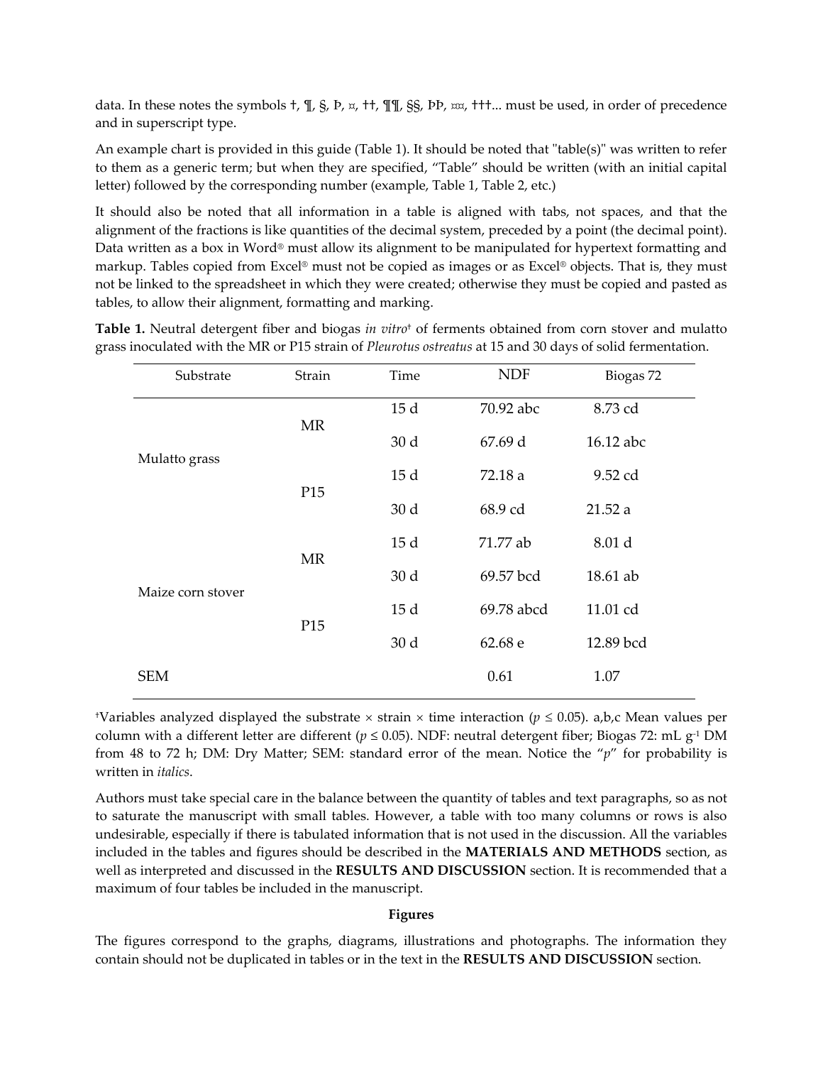data. In these notes the symbols †, ¶, §, Þ, ¤, ††, ¶¶, §§, ÞÞ, ¤¤, †††... must be used, in order of precedence and in superscript type.

An example chart is provided in this guide (Table 1). It should be noted that "table(s)" was written to refer to them as a generic term; but when they are specified, "Table" should be written (with an initial capital letter) followed by the corresponding number (example, Table 1, Table 2, etc.)

It should also be noted that all information in a table is aligned with tabs, not spaces, and that the alignment of the fractions is like quantities of the decimal system, preceded by a point (the decimal point). Data written as a box in Word® must allow its alignment to be manipulated for hypertext formatting and markup. Tables copied from Excel® must not be copied as images or as Excel® objects. That is, they must not be linked to the spreadsheet in which they were created; otherwise they must be copied and pasted as tables, to allow their alignment, formatting and marking.

**Table 1.** Neutral detergent fiber and biogas *in vitro*† of ferments obtained from corn stover and mulatto grass inoculated with the MR or P15 strain of *Pleurotus ostreatus* at 15 and 30 days of solid fermentation.

| Substrate | Strain | Time | NDF | Biogas 72 |
|---|---|---|---|---|
| Mulatto grass | MR | 15 d | 70.92 abc | 8.73 cd |
| | | 30 d | 67.69 d | 16.12 abc |
| | P15 | 15 d | 72.18 a | 9.52 cd |
| | | 30 d | 68.9 cd | 21.52 a |
| Maize corn stover | MR | 15 d | 71.77 ab | 8.01 d |
| | | 30 d | 69.57 bcd | 18.61 ab |
| | P15 | 15 d | 69.78 abcd | 11.01 cd |
| | | 30 d | 62.68 e | 12.89 bcd |
| SEM | | | 0.61 | 1.07 |

†Variables analyzed displayed the substrate × strain × time interaction ($p \leq 0.05$). a,b,c Mean values per column with a different letter are different ($p \leq 0.05$). NDF: neutral detergent fiber; Biogas 72: mL $g^{-1}$ DM from 48 to 72 h; DM: Dry Matter; SEM: standard error of the mean. Notice the "*p*" for probability is written in *italics*.

Authors must take special care in the balance between the quantity of tables and text paragraphs, so as not to saturate the manuscript with small tables. However, a table with too many columns or rows is also undesirable, especially if there is tabulated information that is not used in the discussion. All the variables included in the tables and figures should be described in the **MATERIALS AND METHODS** section, as well as interpreted and discussed in the **RESULTS AND DISCUSSION** section. It is recommended that a maximum of four tables be included in the manuscript.

### Figures

The figures correspond to the graphs, diagrams, illustrations and photographs. The information they contain should not be duplicated in tables or in the text in the **RESULTS AND DISCUSSION** section.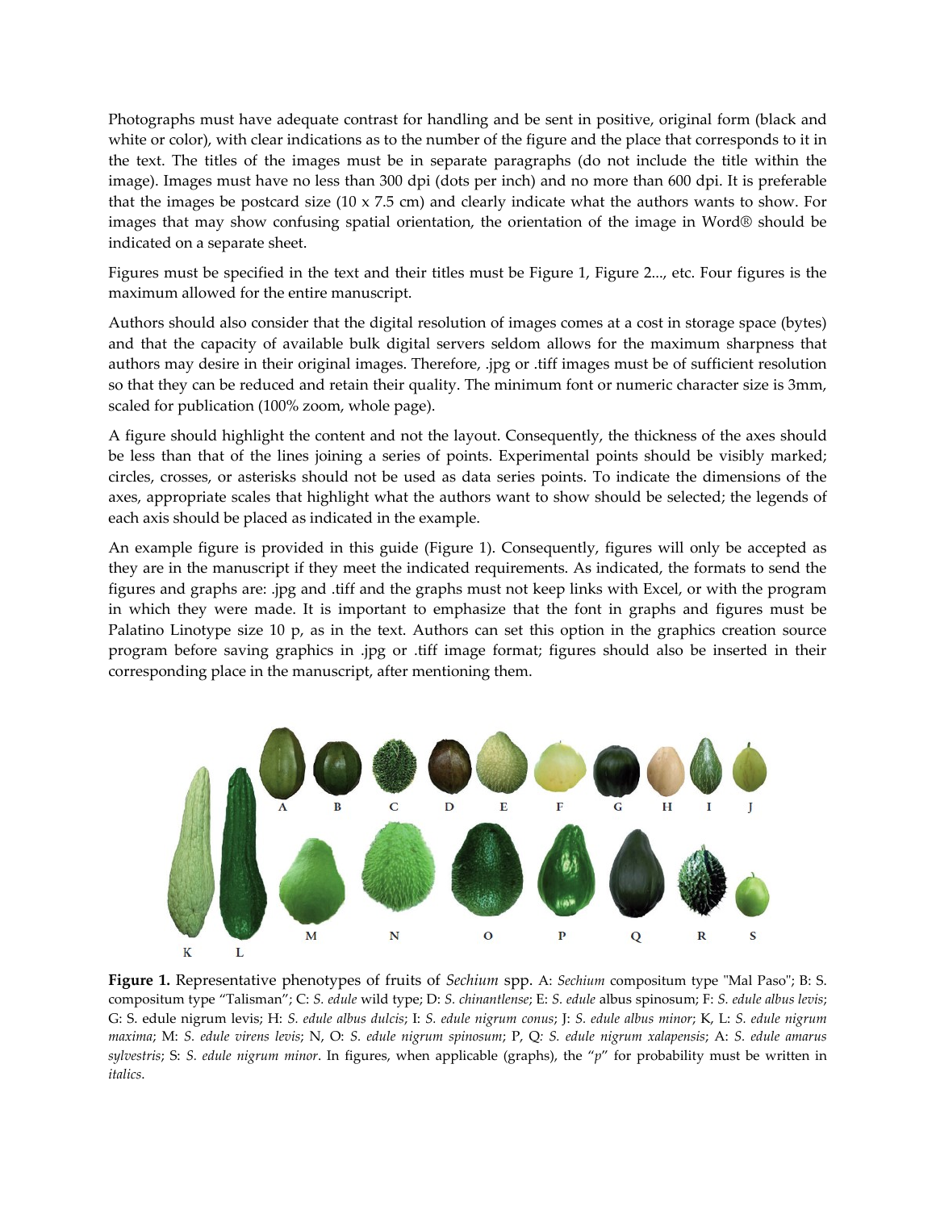Photographs must have adequate contrast for handling and be sent in positive, original form (black and white or color), with clear indications as to the number of the figure and the place that corresponds to it in the text. The titles of the images must be in separate paragraphs (do not include the title within the image). Images must have no less than 300 dpi (dots per inch) and no more than 600 dpi. It is preferable that the images be postcard size (10 x 7.5 cm) and clearly indicate what the authors wants to show. For images that may show confusing spatial orientation, the orientation of the image in Word® should be indicated on a separate sheet.

Figures must be specified in the text and their titles must be Figure 1, Figure 2..., etc. Four figures is the maximum allowed for the entire manuscript.

Authors should also consider that the digital resolution of images comes at a cost in storage space (bytes) and that the capacity of available bulk digital servers seldom allows for the maximum sharpness that authors may desire in their original images. Therefore, .jpg or .tiff images must be of sufficient resolution so that they can be reduced and retain their quality. The minimum font or numeric character size is 3mm, scaled for publication (100% zoom, whole page).

A figure should highlight the content and not the layout. Consequently, the thickness of the axes should be less than that of the lines joining a series of points. Experimental points should be visibly marked; circles, crosses, or asterisks should not be used as data series points. To indicate the dimensions of the axes, appropriate scales that highlight what the authors want to show should be selected; the legends of each axis should be placed as indicated in the example.

An example figure is provided in this guide (Figure 1). Consequently, figures will only be accepted as they are in the manuscript if they meet the indicated requirements. As indicated, the formats to send the figures and graphs are: .jpg and .tiff and the graphs must not keep links with Excel, or with the program in which they were made. It is important to emphasize that the font in graphs and figures must be Palatino Linotype size 10 p, as in the text. Authors can set this option in the graphics creation source program before saving graphics in .jpg or .tiff image format; figures should also be inserted in their corresponding place in the manuscript, after mentioning them.

**Figure 1.** Representative phenotypes of fruits of *Sechium* spp. A: *Sechium* compositum type "Mal Paso"; B: S. compositum type "Talisman"; C: *S. edule* wild type; D: *S. chinantlense*; E: *S. edule* albus spinosum; F: *S. edule albus levis*; G: S. edule nigrum levis; H: *S. edule albus dulcis*; I: *S. edule nigrum conus*; J: *S. edule albus minor*; K, L: *S. edule nigrum maxima*; M: *S. edule virens levis*; N, O: *S. edule nigrum spinosum*; P, Q: *S. edule nigrum xalapensis*; A: *S. edule amarus sylvestris*; S: *S. edule nigrum minor*. In figures, when applicable (graphs), the "*p*" for probability must be written in *italics*.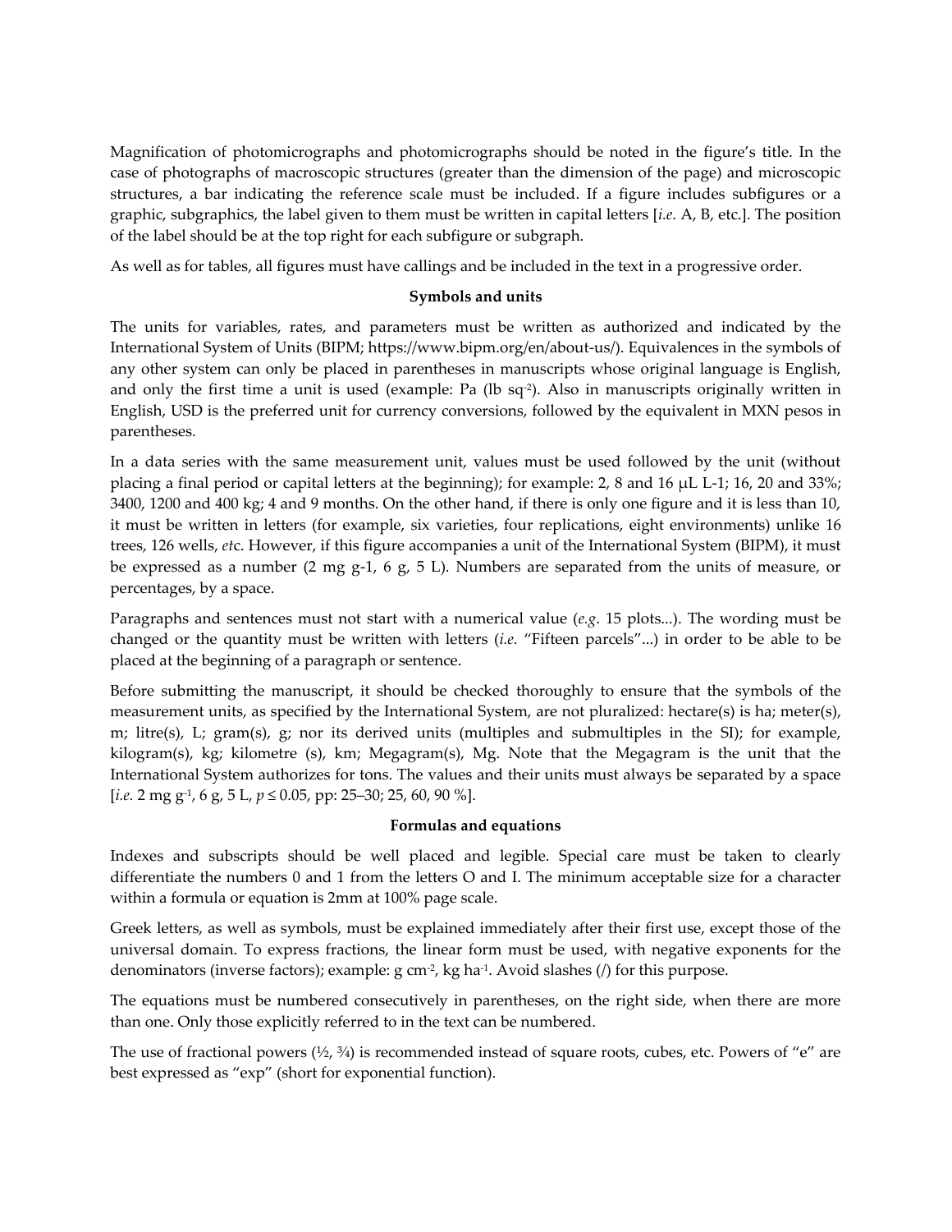Magnification of photomicrographs and photomicrographs should be noted in the figure's title. In the case of photographs of macroscopic structures (greater than the dimension of the page) and microscopic structures, a bar indicating the reference scale must be included. If a figure includes subfigures or a graphic, subgraphics, the label given to them must be written in capital letters [*i.e.* A, B, etc.]. The position of the label should be at the top right for each subfigure or subgraph.

As well as for tables, all figures must have callings and be included in the text in a progressive order.

**Symbols and units**

The units for variables, rates, and parameters must be written as authorized and indicated by the International System of Units (BIPM; https://www.bipm.org/en/about-us/). Equivalences in the symbols of any other system can only be placed in parentheses in manuscripts whose original language is English, and only the first time a unit is used (example: Pa (lb sq$^{-2}$). Also in manuscripts originally written in English, USD is the preferred unit for currency conversions, followed by the equivalent in MXN pesos in parentheses.

In a data series with the same measurement unit, values must be used followed by the unit (without placing a final period or capital letters at the beginning); for example: 2, 8 and 16 μL L-1; 16, 20 and 33%; 3400, 1200 and 400 kg; 4 and 9 months. On the other hand, if there is only one figure and it is less than 10, it must be written in letters (for example, six varieties, four replications, eight environments) unlike 16 trees, 126 wells, *etc*. However, if this figure accompanies a unit of the International System (BIPM), it must be expressed as a number (2 mg g-1, 6 g, 5 L). Numbers are separated from the units of measure, or percentages, by a space.

Paragraphs and sentences must not start with a numerical value (*e.g.* 15 plots...). The wording must be changed or the quantity must be written with letters (*i.e.* "Fifteen parcels"...) in order to be able to be placed at the beginning of a paragraph or sentence.

Before submitting the manuscript, it should be checked thoroughly to ensure that the symbols of the measurement units, as specified by the International System, are not pluralized: hectare(s) is ha; meter(s), m; litre(s), L; gram(s), g; nor its derived units (multiples and submultiples in the SI); for example, kilogram(s), kg; kilometre (s), km; Megagram(s), Mg. Note that the Megagram is the unit that the International System authorizes for tons. The values and their units must always be separated by a space [*i.e.* 2 mg g$^{-1}$, 6 g, 5 L, $p \leq 0.05$, pp: 25–30; 25, 60, 90 %].

**Formulas and equations**

Indexes and subscripts should be well placed and legible. Special care must be taken to clearly differentiate the numbers 0 and 1 from the letters O and I. The minimum acceptable size for a character within a formula or equation is 2mm at 100% page scale.

Greek letters, as well as symbols, must be explained immediately after their first use, except those of the universal domain. To express fractions, the linear form must be used, with negative exponents for the denominators (inverse factors); example: g cm$^{-2}$, kg ha$^{-1}$. Avoid slashes (/) for this purpose.

The equations must be numbered consecutively in parentheses, on the right side, when there are more than one. Only those explicitly referred to in the text can be numbered.

The use of fractional powers (½, ¾) is recommended instead of square roots, cubes, etc. Powers of "e" are best expressed as "exp" (short for exponential function).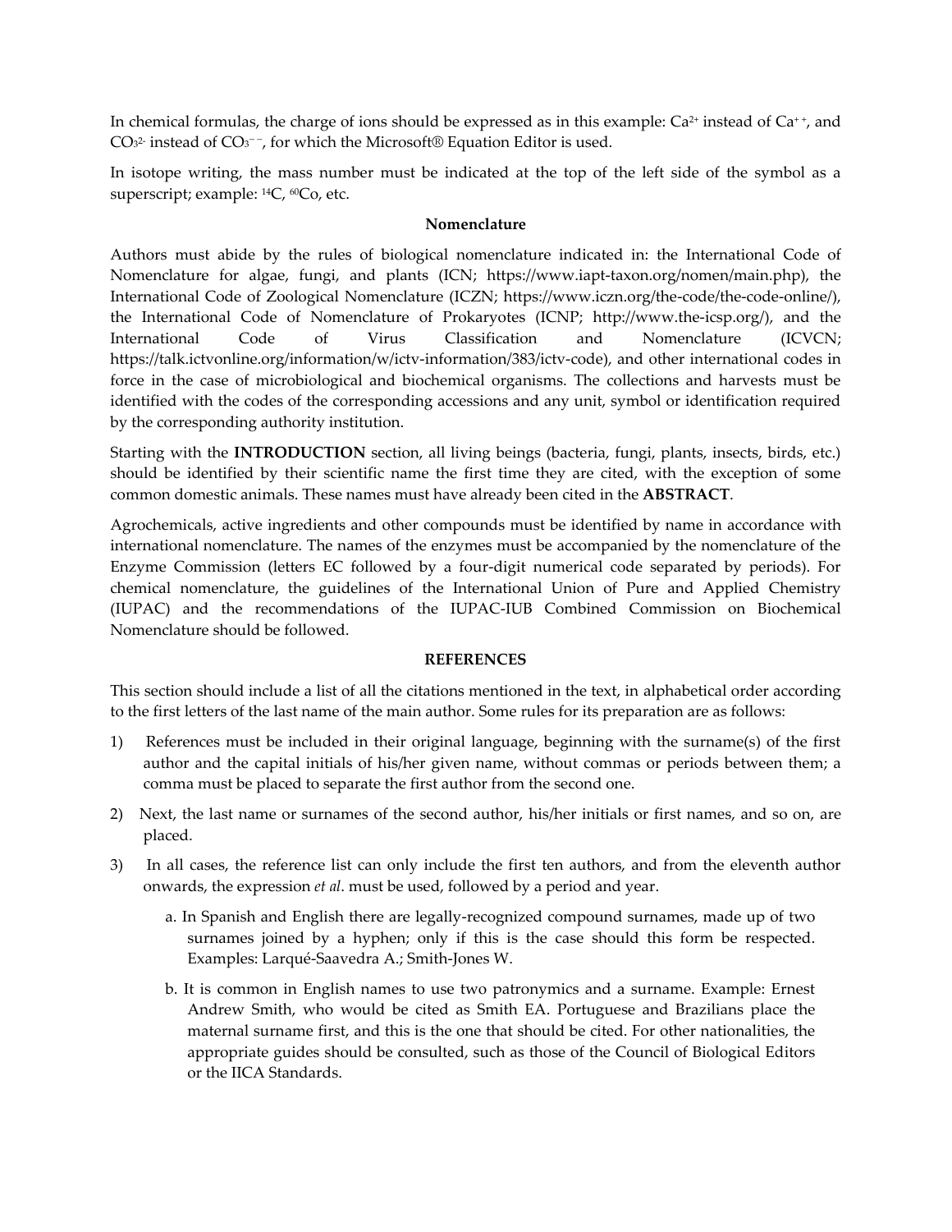In chemical formulas, the charge of ions should be expressed as in this example: $Ca^{2+}$ instead of $Ca^{++}$, and $CO_3^{2-}$ instead of $CO_3^{--}$, for which the Microsoft® Equation Editor is used.

In isotope writing, the mass number must be indicated at the top of the left side of the symbol as a superscript; example: $^{14}C$, $^{60}Co$, etc.

**Nomenclature**

Authors must abide by the rules of biological nomenclature indicated in: the International Code of Nomenclature for algae, fungi, and plants (ICN; https://www.iapt-taxon.org/nomen/main.php), the International Code of Zoological Nomenclature (ICZN; https://www.iczn.org/the-code/the-code-online/), the International Code of Nomenclature of Prokaryotes (ICNP; http://www.the-icsp.org/), and the International Code of Virus Classification and Nomenclature (ICVCN; https://talk.ictvonline.org/information/w/ictv-information/383/ictv-code), and other international codes in force in the case of microbiological and biochemical organisms. The collections and harvests must be identified with the codes of the corresponding accessions and any unit, symbol or identification required by the corresponding authority institution.

Starting with the **INTRODUCTION** section, all living beings (bacteria, fungi, plants, insects, birds, etc.) should be identified by their scientific name the first time they are cited, with the exception of some common domestic animals. These names must have already been cited in the **ABSTRACT**.

Agrochemicals, active ingredients and other compounds must be identified by name in accordance with international nomenclature. The names of the enzymes must be accompanied by the nomenclature of the Enzyme Commission (letters EC followed by a four-digit numerical code separated by periods). For chemical nomenclature, the guidelines of the International Union of Pure and Applied Chemistry (IUPAC) and the recommendations of the IUPAC-IUB Combined Commission on Biochemical Nomenclature should be followed.

**REFERENCES**

This section should include a list of all the citations mentioned in the text, in alphabetical order according to the first letters of the last name of the main author. Some rules for its preparation are as follows:

1) References must be included in their original language, beginning with the surname(s) of the first author and the capital initials of his/her given name, without commas or periods between them; a comma must be placed to separate the first author from the second one.
2) Next, the last name or surnames of the second author, his/her initials or first names, and so on, are placed.
3) In all cases, the reference list can only include the first ten authors, and from the eleventh author onwards, the expression *et al*. must be used, followed by a period and year.
   a. In Spanish and English there are legally-recognized compound surnames, made up of two surnames joined by a hyphen; only if this is the case should this form be respected. Examples: Larqué-Saavedra A.; Smith-Jones W.
   b. It is common in English names to use two patronymics and a surname. Example: Ernest Andrew Smith, who would be cited as Smith EA. Portuguese and Brazilians place the maternal surname first, and this is the one that should be cited. For other nationalities, the appropriate guides should be consulted, such as those of the Council of Biological Editors or the IICA Standards.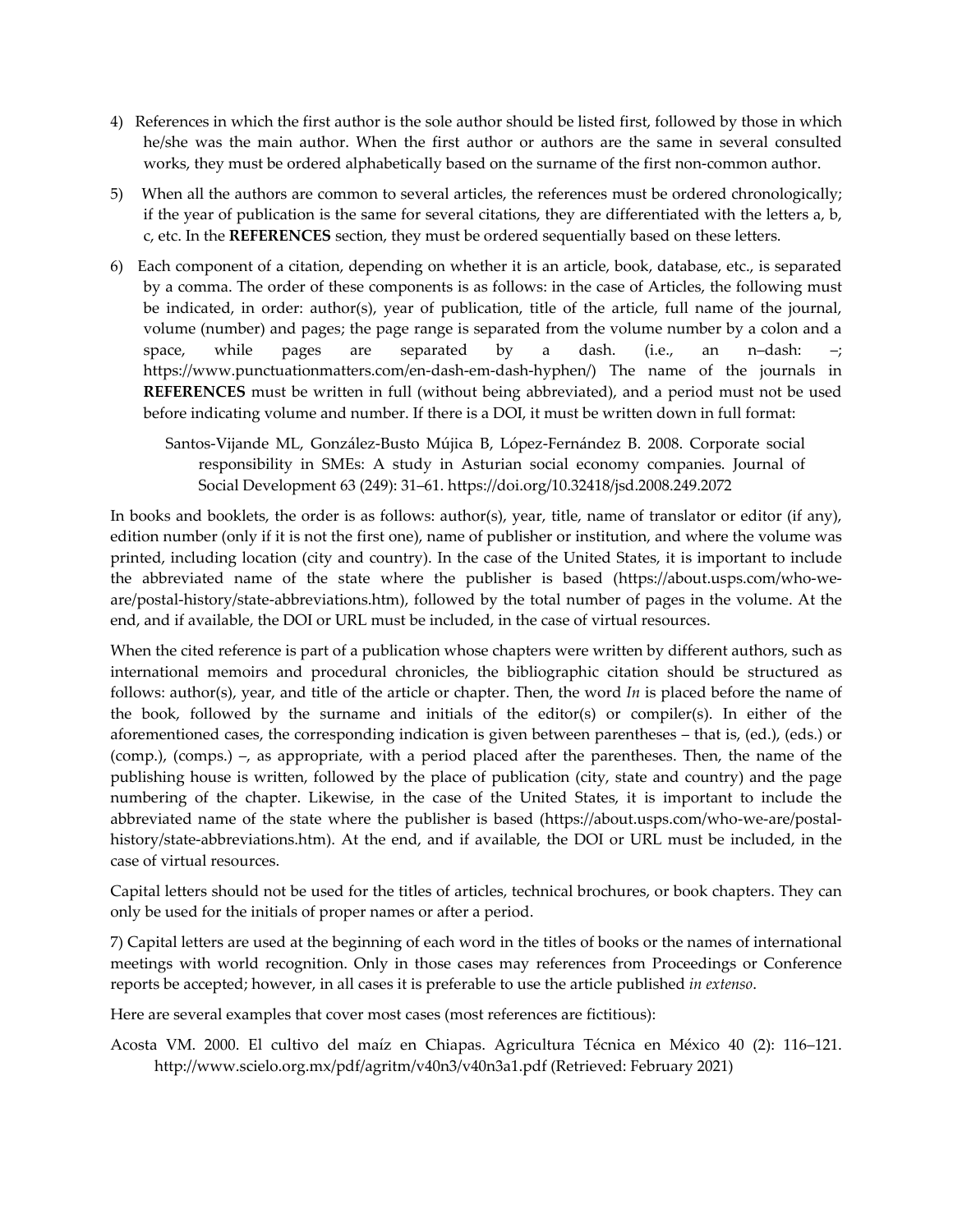4) References in which the first author is the sole author should be listed first, followed by those in which he/she was the main author. When the first author or authors are the same in several consulted works, they must be ordered alphabetically based on the surname of the first non-common author.

5) When all the authors are common to several articles, the references must be ordered chronologically; if the year of publication is the same for several citations, they are differentiated with the letters a, b, c, etc. In the **REFERENCES** section, they must be ordered sequentially based on these letters.

6) Each component of a citation, depending on whether it is an article, book, database, etc., is separated by a comma. The order of these components is as follows: in the case of Articles, the following must be indicated, in order: author(s), year of publication, title of the article, full name of the journal, volume (number) and pages; the page range is separated from the volume number by a colon and a space, while pages are separated by a dash. (i.e., an n–dash: –; https://www.punctuationmatters.com/en-dash-em-dash-hyphen/) The name of the journals in **REFERENCES** must be written in full (without being abbreviated), and a period must not be used before indicating volume and number. If there is a DOI, it must be written down in full format:

> Santos-Vijande ML, González-Busto Mújica B, López-Fernández B. 2008. Corporate social responsibility in SMEs: A study in Asturian social economy companies. Journal of Social Development 63 (249): 31–61. https://doi.org/10.32418/jsd.2008.249.2072

In books and booklets, the order is as follows: author(s), year, title, name of translator or editor (if any), edition number (only if it is not the first one), name of publisher or institution, and where the volume was printed, including location (city and country). In the case of the United States, it is important to include the abbreviated name of the state where the publisher is based (https://about.usps.com/who-we-are/postal-history/state-abbreviations.htm), followed by the total number of pages in the volume. At the end, and if available, the DOI or URL must be included, in the case of virtual resources.

When the cited reference is part of a publication whose chapters were written by different authors, such as international memoirs and procedural chronicles, the bibliographic citation should be structured as follows: author(s), year, and title of the article or chapter. Then, the word *In* is placed before the name of the book, followed by the surname and initials of the editor(s) or compiler(s). In either of the aforementioned cases, the corresponding indication is given between parentheses – that is, (ed.), (eds.) or (comp.), (comps.) –, as appropriate, with a period placed after the parentheses. Then, the name of the publishing house is written, followed by the place of publication (city, state and country) and the page numbering of the chapter. Likewise, in the case of the United States, it is important to include the abbreviated name of the state where the publisher is based (https://about.usps.com/who-we-are/postal-history/state-abbreviations.htm). At the end, and if available, the DOI or URL must be included, in the case of virtual resources.

Capital letters should not be used for the titles of articles, technical brochures, or book chapters. They can only be used for the initials of proper names or after a period.

7) Capital letters are used at the beginning of each word in the titles of books or the names of international meetings with world recognition. Only in those cases may references from Proceedings or Conference reports be accepted; however, in all cases it is preferable to use the article published *in extenso*.

Here are several examples that cover most cases (most references are fictitious):

Acosta VM. 2000. El cultivo del maíz en Chiapas. Agricultura Técnica en México 40 (2): 116–121. http://www.scielo.org.mx/pdf/agritm/v40n3/v40n3a1.pdf (Retrieved: February 2021)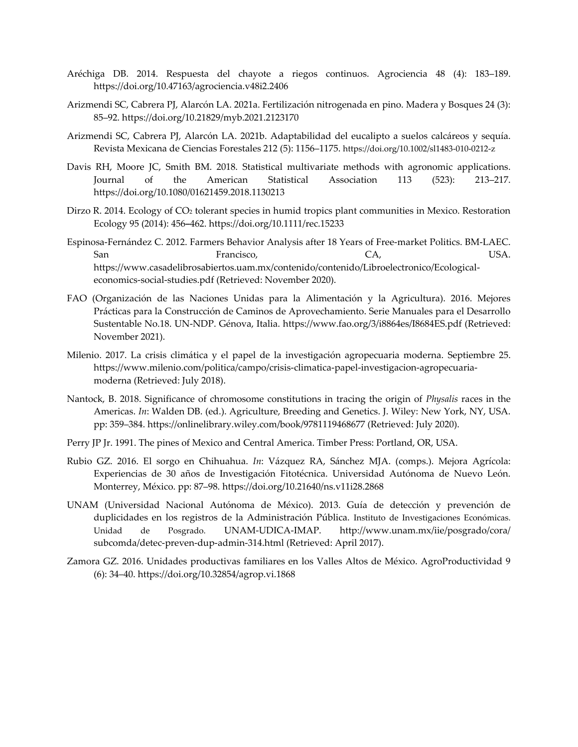Aréchiga DB. 2014. Respuesta del chayote a riegos continuos. Agrociencia 48 (4): 183–189. https://doi.org/10.47163/agrociencia.v48i2.2406

Arizmendi SC, Cabrera PJ, Alarcón LA. 2021a. Fertilización nitrogenada en pino. Madera y Bosques 24 (3): 85–92. https://doi.org/10.21829/myb.2021.2123170

Arizmendi SC, Cabrera PJ, Alarcón LA. 2021b. Adaptabilidad del eucalipto a suelos calcáreos y sequía. Revista Mexicana de Ciencias Forestales 212 (5): 1156–1175. https://doi.org/10.1002/sl1483-010-0212-z

Davis RH, Moore JC, Smith BM. 2018. Statistical multivariate methods with agronomic applications. Journal of the American Statistical Association 113 (523): 213–217. https://doi.org/10.1080/01621459.2018.1130213

Dirzo R. 2014. Ecology of $CO_2$ tolerant species in humid tropics plant communities in Mexico. Restoration Ecology 95 (2014): 456–462. https://doi.org/10.1111/rec.15233

Espinosa-Fernández C. 2012. Farmers Behavior Analysis after 18 Years of Free-market Politics. BM-LAEC. San Francisco, CA, USA. https://www.casadelibrosabiertos.uam.mx/contenido/contenido/Libroelectronico/Ecological-economics-social-studies.pdf (Retrieved: November 2020).

FAO (Organización de las Naciones Unidas para la Alimentación y la Agricultura). 2016. Mejores Prácticas para la Construcción de Caminos de Aprovechamiento. Serie Manuales para el Desarrollo Sustentable No.18. UN-NDP. Génova, Italia. https://www.fao.org/3/i8864es/I8684ES.pdf (Retrieved: November 2021).

Milenio. 2017. La crisis climática y el papel de la investigación agropecuaria moderna. Septiembre 25. https://www.milenio.com/politica/campo/crisis-climatica-papel-investigacion-agropecuaria-moderna (Retrieved: July 2018).

Nantock, B. 2018. Significance of chromosome constitutions in tracing the origin of *Physalis* races in the Americas. *In*: Walden DB. (ed.). Agriculture, Breeding and Genetics. J. Wiley: New York, NY, USA. pp: 359–384. https://onlinelibrary.wiley.com/book/9781119468677 (Retrieved: July 2020).

Perry JP Jr. 1991. The pines of Mexico and Central America. Timber Press: Portland, OR, USA.

Rubio GZ. 2016. El sorgo en Chihuahua. *In*: Vázquez RA, Sánchez MJA. (comps.). Mejora Agrícola: Experiencias de 30 años de Investigación Fitotécnica. Universidad Autónoma de Nuevo León. Monterrey, México. pp: 87–98. https://doi.org/10.21640/ns.v11i28.2868

UNAM (Universidad Nacional Autónoma de México). 2013. Guía de detección y prevención de duplicidades en los registros de la Administración Pública. Instituto de Investigaciones Económicas. Unidad de Posgrado. UNAM-UDICA-IMAP. http://www.unam.mx/iie/posgrado/cora/subcomda/detec-preven-dup-admin-314.html (Retrieved: April 2017).

Zamora GZ. 2016. Unidades productivas familiares en los Valles Altos de México. AgroProductividad 9 (6): 34–40. https://doi.org/10.32854/agrop.vi.1868